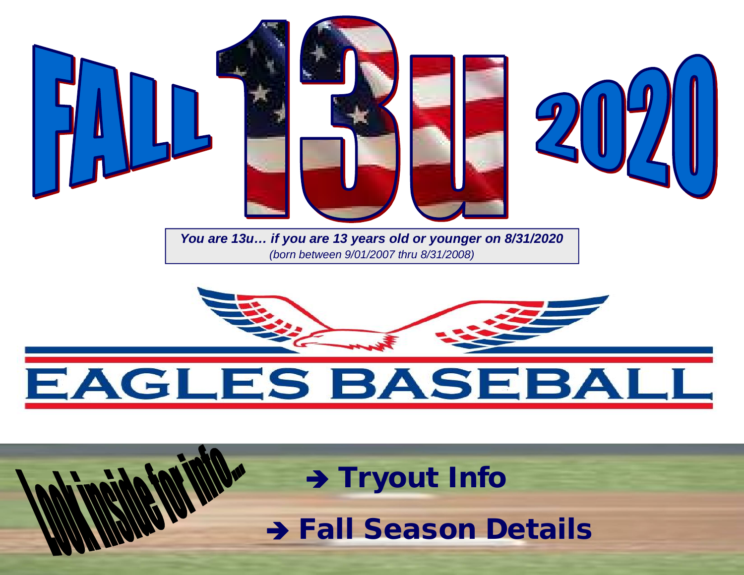# FALL 13u 2020

***You are 13u… if you are 13 years old or younger on 8/31/2020***
*(born between 9/01/2007 thru 8/31/2008)*

# EAGLES BASEBALL

Look inside for info...

**➔ Tryout Info**

**➔ Fall Season Details**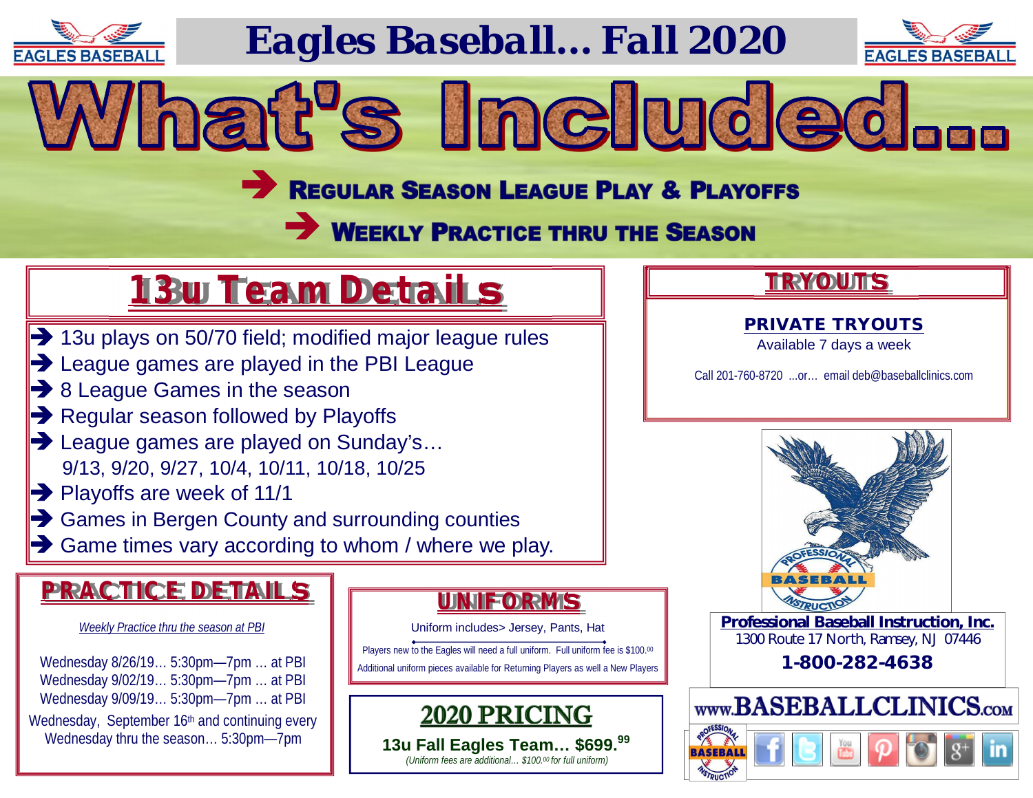# Eagles Baseball... Fall 2020

# What's Included...

➔ **Regular Season League Play & Playoffs**

➔ **Weekly Practice thru the Season**

## 13u Team Details

- ➔ 13u plays on 50/70 field; modified major league rules
- ➔ League games are played in the PBI League
- ➔ 8 League Games in the season
- ➔ Regular season followed by Playoffs
- ➔ League games are played on Sunday's… 9/13, 9/20, 9/27, 10/4, 10/11, 10/18, 10/25
- ➔ Playoffs are week of 11/1
- ➔ Games in Bergen County and surrounding counties
- ➔ Game times vary according to whom / where we play.

## TRYOUTS

**PRIVATE TRYOUTS**

Available 7 days a week

Call 201-760-8720 ...or... email deb@baseballclinics.com

## PRACTICE DETAILS

*Weekly Practice thru the season at PBI*

Wednesday 8/26/19… 5:30pm—7pm … at PBI
Wednesday 9/02/19… 5:30pm—7pm … at PBI
Wednesday 9/09/19… 5:30pm—7pm … at PBI
Wednesday, September 16th and continuing every Wednesday thru the season… 5:30pm—7pm

## UNIFORMS

Uniform includes> Jersey, Pants, Hat

Players new to the Eagles will need a full uniform. Full uniform fee is $100.00

Additional uniform pieces available for Returning Players as well a New Players

## 2020 PRICING

**13u Fall Eagles Team… $699.99**

*(Uniform fees are additional… $100.00 for full uniform)*

**Professional Baseball Instruction, Inc.**

1300 Route 17 North, Ramsey, NJ 07446

**1-800-282-4638**

www.BASEBALLCLINICS.com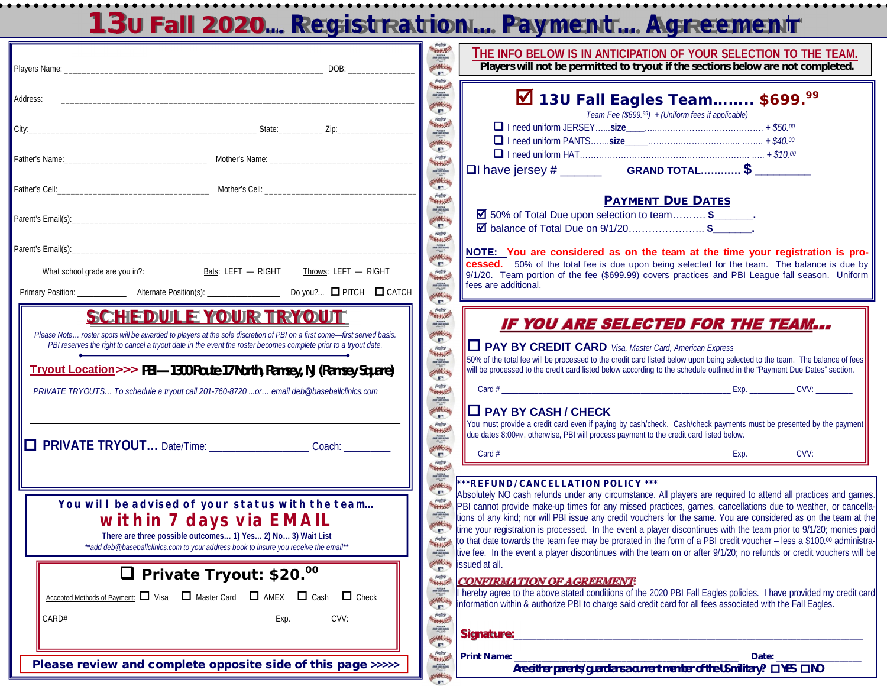# 13U Fall 2020… Registration… Payment… Agreement

Players Name: ______________________________ DOB: ______________

Address: ______________________________

City: ______________________________ State: _________ Zip: _______________

Father's Name: ______________________________ Mother's Name: ______________________________

Father's Cell: ______________________________ Mother's Cell: ______________________________

Parent's Email(s): ______________________________

Parent's Email(s): ______________________________

What school grade are you in? _________ Bats: LEFT — RIGHT Throws: LEFT — RIGHT

Primary Position: ___________ Alternate Position(s): ________________ Do you?... ☐ PITCH ☐ CATCH

## SCHEDULE YOUR TRYOUT

*Please Note… roster spots will be awarded to players at the sole discretion of PBI on a first come—first served basis. PBI reserves the right to cancel a tryout date in the event the roster becomes complete prior to a tryout date.*

**Tryout Location>>> PBI — 1300 Route 17 North, Ramsey, NJ (Ramsey Square)**

*PRIVATE TRYOUTS… To schedule a tryout call 201-760-8720 …or… email deb@baseballclinics.com*

☐ **PRIVATE TRYOUT…** Date/Time: _________________ Coach: _________

**You will be advised of your status with the team…**

**within 7 days via EMAIL**

**There are three possible outcomes… 1) Yes… 2) No… 3) Wait List**

*\*\*add deb@baseballclinics.com to your address book to insure you receive the email\*\**

### ☐ Private Tryout: $20.00

Accepted Methods of Payment: ☐ Visa ☐ Master Card ☐ AMEX ☐ Cash ☐ Check

CARD# ______________________________ Exp. ________ CVV: ________

**Please review and complete opposite side of this page >>>>>**

**THE INFO BELOW IS IN ANTICIPATION OF YOUR SELECTION TO THE TEAM.**
**Players will not be permitted to tryout if the sections below are not completed.**

### ☑ 13U Fall Eagles Team…….. $699.99

*Team Fee ($699.99) + (Uniform fees if applicable)*

- ☐ I need uniform JERSEY……size____ ………………………………… + $50.00
- ☐ I need uniform PANTS…….size_____ …………………………… + $40.00
- ☐ I need uniform HAT……………………………………………… + $10.00

☐ I have jersey # ______ **GRAND TOTAL………… $** _________

### PAYMENT DUE DATES

- ☑ 50% of Total Due upon selection to team………. $_______.
- ☑ balance of Total Due on 9/1/20………………….. $_______.

**NOTE: You are considered as on the team at the time your registration is processed.** 50% of the total fee is due upon being selected for the team. The balance is due by 9/1/20. Team portion of the fee ($699.99) covers practices and PBI League fall season. Uniform fees are additional.

## IF YOU ARE SELECTED FOR THE TEAM…

☐ **PAY BY CREDIT CARD** *Visa, Master Card, American Express*

50% of the total fee will be processed to the credit card listed below upon being selected to the team. The balance of fees will be processed to the credit card listed below according to the schedule outlined in the "Payment Due Dates" section.

Card # ______________________________ Exp. _________ CVV: ________

☐ **PAY BY CASH / CHECK**

You must provide a credit card even if paying by cash/check. Cash/check payments must be presented by the payment due dates 8:00PM, otherwise, PBI will process payment to the credit card listed below.

Card # ______________________________ Exp. _________ CVV: ________

**\*\*\*REFUND/CANCELLATION POLICY \*\*\***

Absolutely NO cash refunds under any circumstance. All players are required to attend all practices and games. PBI cannot provide make-up times for any missed practices, games, cancellations due to weather, or cancellations of any kind; nor will PBI issue any credit vouchers for the same. You are considered as on the team at the time your registration is processed. In the event a player discontinues with the team prior to 9/1/20; monies paid to that date towards the team fee may be prorated in the form of a PBI credit voucher – less a $100.00 administrative fee. In the event a player discontinues with the team on or after 9/1/20; no refunds or credit vouchers will be issued at all.

**CONFIRMATION OF AGREEMENT:**

I hereby agree to the above stated conditions of the 2020 PBI Fall Eagles policies. I have provided my credit card information within & authorize PBI to charge said credit card for all fees associated with the Fall Eagles.

**Signature:** ______________________________

**Print Name:** ______________________________ **Date:** _______________

**Are either parents/guardians a current member of the US military? ☐ YES ☐ NO**